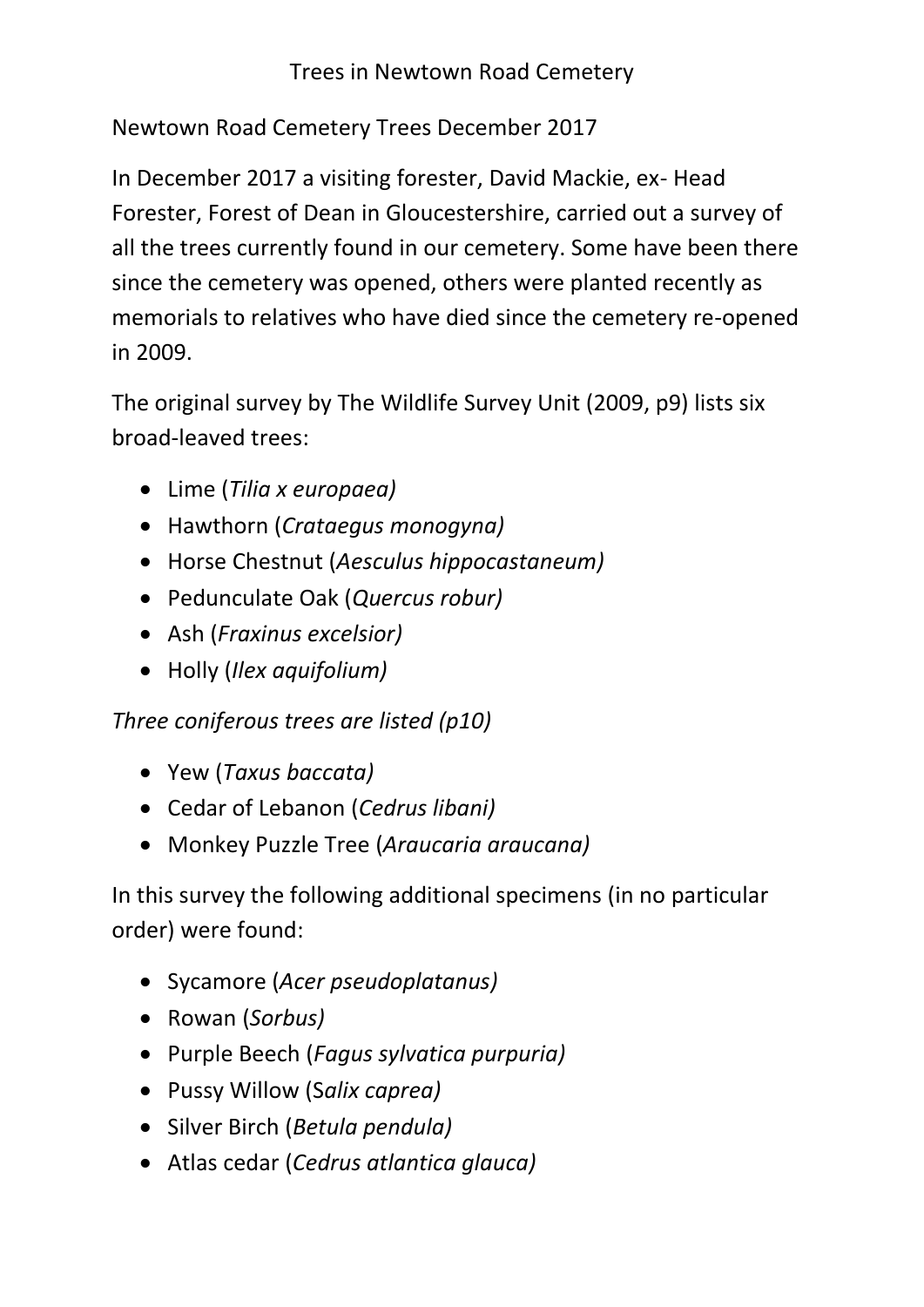# Trees in Newtown Road Cemetery

Newtown Road Cemetery Trees December 2017

In December 2017 a visiting forester, David Mackie, ex- Head Forester, Forest of Dean in Gloucestershire, carried out a survey of all the trees currently found in our cemetery. Some have been there since the cemetery was opened, others were planted recently as memorials to relatives who have died since the cemetery re-opened in 2009.

The original survey by The Wildlife Survey Unit (2009, p9) lists six broad-leaved trees:

- Lime (*Tilia x europaea)*
- Hawthorn (*Crataegus monogyna)*
- Horse Chestnut (*Aesculus hippocastaneum)*
- Pedunculate Oak (*Quercus robur)*
- Ash (*Fraxinus excelsior)*
- Holly (*Ilex aquifolium)*

*Three coniferous trees are listed (p10)*

- Yew (*Taxus baccata)*
- Cedar of Lebanon (*Cedrus libani)*
- Monkey Puzzle Tree (*Araucaria araucana)*

In this survey the following additional specimens (in no particular order) were found:

- Sycamore (*Acer pseudoplatanus)*
- Rowan (*Sorbus)*
- Purple Beech (*Fagus sylvatica purpuria)*
- Pussy Willow (S*alix caprea)*
- Silver Birch (*Betula pendula)*
- Atlas cedar (*Cedrus atlantica glauca)*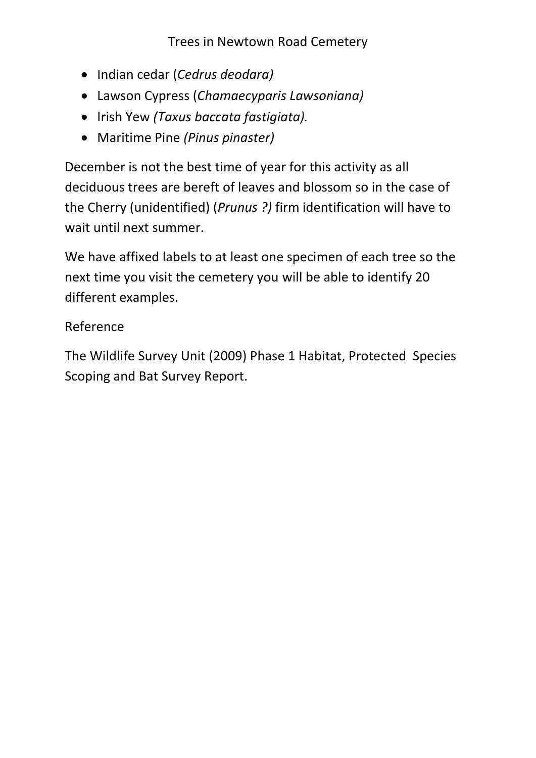- Indian cedar (*Cedrus deodara)*
- Lawson Cypress (*Chamaecyparis Lawsoniana)*
- Irish Yew *(Taxus baccata fastigiata).*
- Maritime Pine *(Pinus pinaster)*

December is not the best time of year for this activity as all deciduous trees are bereft of leaves and blossom so in the case of the Cherry (unidentified) (*Prunus ?)* firm identification will have to wait until next summer.

We have affixed labels to at least one specimen of each tree so the next time you visit the cemetery you will be able to identify 20 different examples.

Reference

The Wildlife Survey Unit (2009) Phase 1 Habitat, Protected Species Scoping and Bat Survey Report.